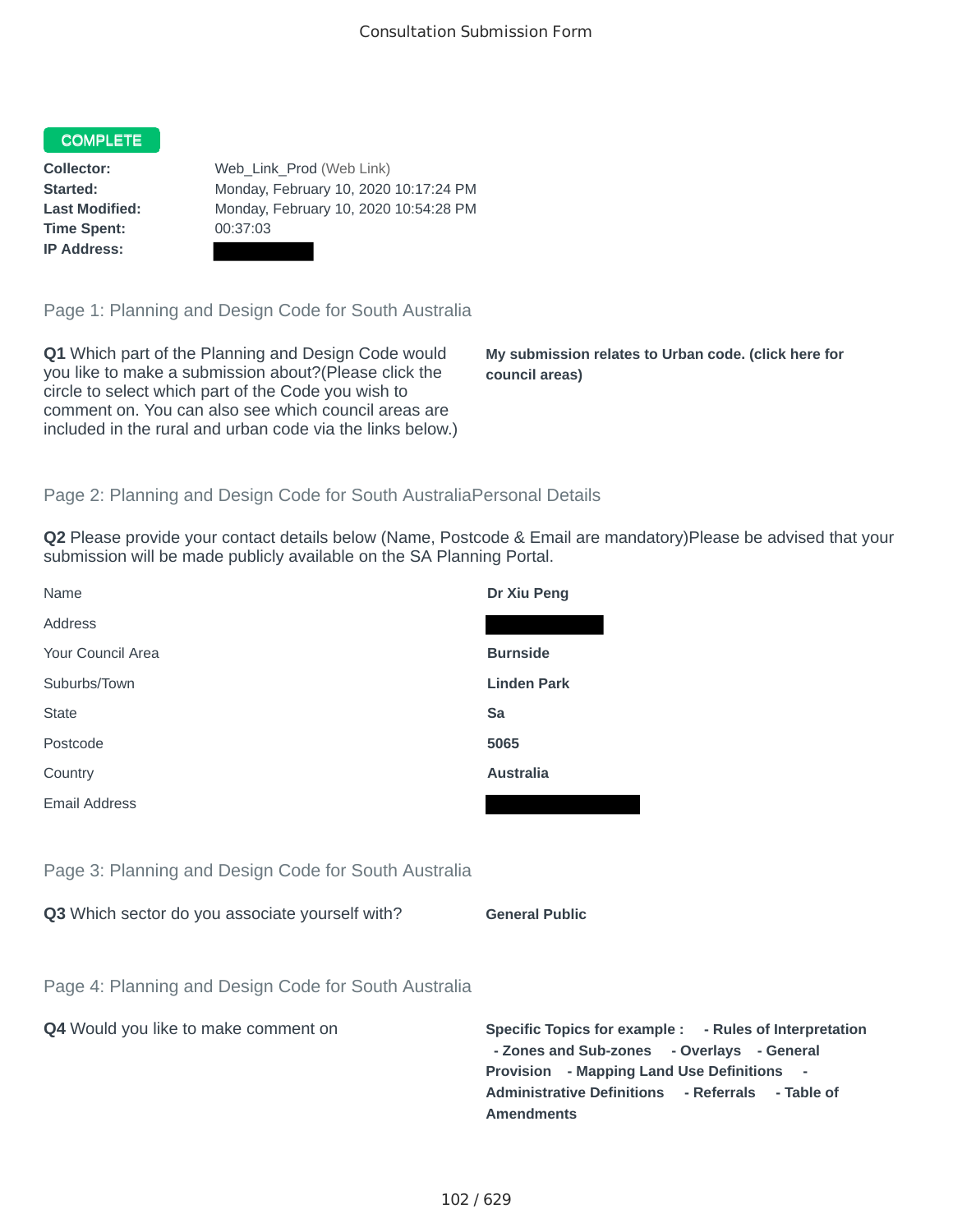Consultation Submission Form

**COMPLETE**

**Collector:** Web_Link_Prod (Web Link)
**Started:** Monday, February 10, 2020 10:17:24 PM
**Last Modified:** Monday, February 10, 2020 10:54:28 PM
**Time Spent:** 00:37:03
**IP Address:** [redacted]

## Page 1: Planning and Design Code for South Australia

**Q1** Which part of the Planning and Design Code would you like to make a submission about?(Please click the circle to select which part of the Code you wish to comment on. You can also see which council areas are included in the rural and urban code via the links below.)

**My submission relates to Urban code. (click here for council areas)**

## Page 2: Planning and Design Code for South AustraliaPersonal Details

**Q2** Please provide your contact details below (Name, Postcode & Email are mandatory)Please be advised that your submission will be made publicly available on the SA Planning Portal.

| Field | Response |
|---|---|
| Name | **Dr Xiu Peng** |
| Address | [redacted] |
| Your Council Area | **Burnside** |
| Suburbs/Town | **Linden Park** |
| State | **Sa** |
| Postcode | **5065** |
| Country | **Australia** |
| Email Address | [redacted] |

## Page 3: Planning and Design Code for South Australia

**Q3** Which sector do you associate yourself with?

**General Public**

## Page 4: Planning and Design Code for South Australia

**Q4** Would you like to make comment on

**Specific Topics for example : - Rules of Interpretation - Zones and Sub-zones - Overlays - General Provision - Mapping Land Use Definitions - Administrative Definitions - Referrals - Table of Amendments**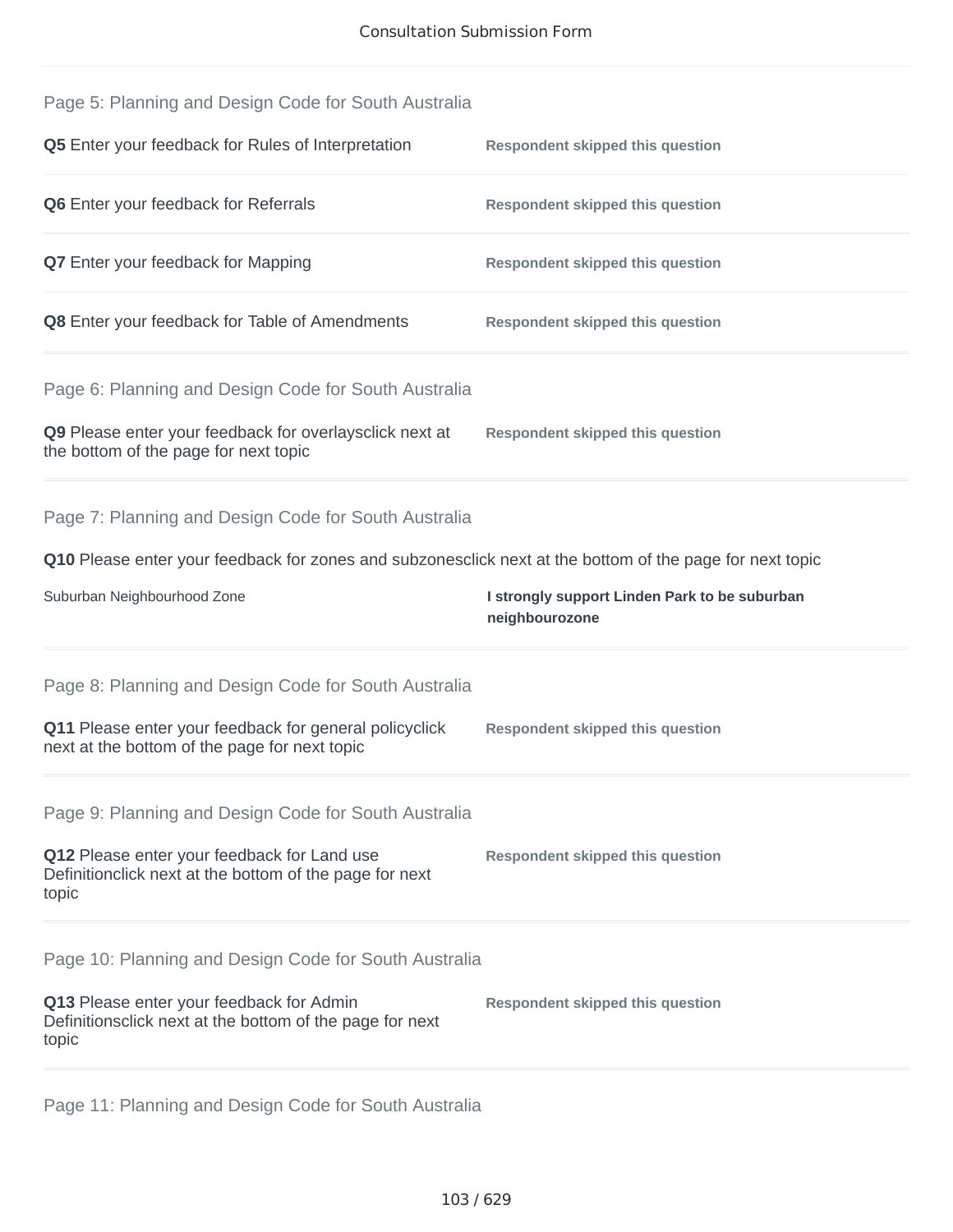## Page 5: Planning and Design Code for South Australia

**Q5** Enter your feedback for Rules of Interpretation — **Respondent skipped this question**

**Q6** Enter your feedback for Referrals — **Respondent skipped this question**

**Q7** Enter your feedback for Mapping — **Respondent skipped this question**

**Q8** Enter your feedback for Table of Amendments — **Respondent skipped this question**

## Page 6: Planning and Design Code for South Australia

**Q9** Please enter your feedback for overlaysclick next at the bottom of the page for next topic — **Respondent skipped this question**

## Page 7: Planning and Design Code for South Australia

**Q10** Please enter your feedback for zones and subzonesclick next at the bottom of the page for next topic

| | |
|---|---|
| Suburban Neighbourhood Zone | **I strongly support Linden Park to be suburban neighbourozone** |

## Page 8: Planning and Design Code for South Australia

**Q11** Please enter your feedback for general policyclick next at the bottom of the page for next topic — **Respondent skipped this question**

## Page 9: Planning and Design Code for South Australia

**Q12** Please enter your feedback for Land use Definitionclick next at the bottom of the page for next topic — **Respondent skipped this question**

## Page 10: Planning and Design Code for South Australia

**Q13** Please enter your feedback for Admin Definitionsclick next at the bottom of the page for next topic — **Respondent skipped this question**

## Page 11: Planning and Design Code for South Australia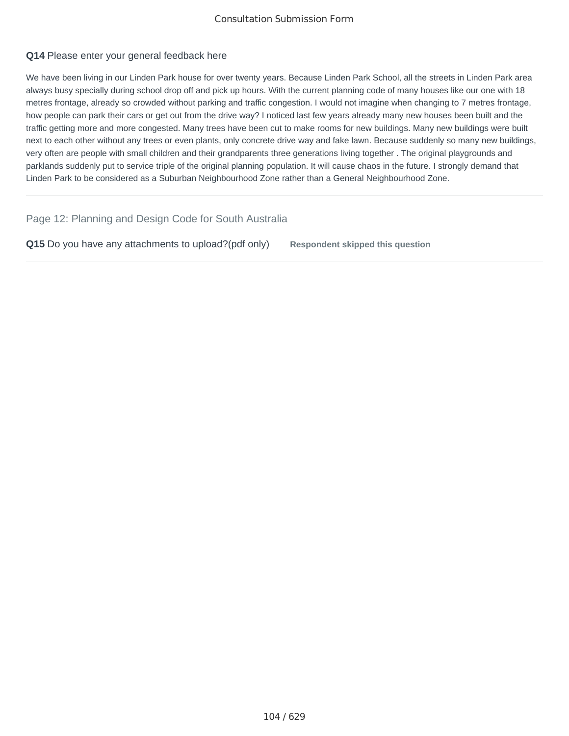**Q14** Please enter your general feedback here

We have been living in our Linden Park house for over twenty years. Because Linden Park School, all the streets in Linden Park area always busy specially during school drop off and pick up hours. With the current planning code of many houses like our one with 18 metres frontage, already so crowded without parking and traffic congestion. I would not imagine when changing to 7 metres frontage, how people can park their cars or get out from the drive way? I noticed last few years already many new houses been built and the traffic getting more and more congested. Many trees have been cut to make rooms for new buildings. Many new buildings were built next to each other without any trees or even plants, only concrete drive way and fake lawn. Because suddenly so many new buildings, very often are people with small children and their grandparents three generations living together . The original playgrounds and parklands suddenly put to service triple of the original planning population. It will cause chaos in the future. I strongly demand that Linden Park to be considered as a Suburban Neighbourhood Zone rather than a General Neighbourhood Zone.

## Page 12: Planning and Design Code for South Australia

**Q15** Do you have any attachments to upload?(pdf only) **Respondent skipped this question**